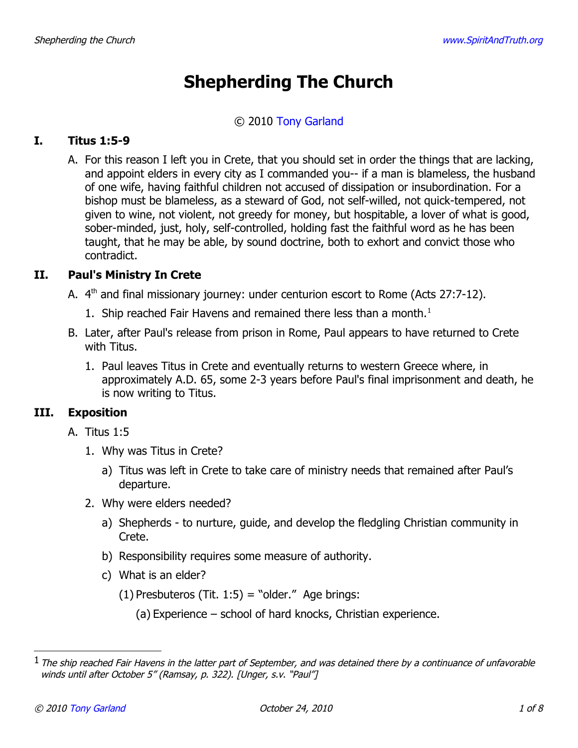# Shepherding The Church

© 2010 Tony Garland

## I. Titus 1:5-9

A. For this reason I left you in Crete, that you should set in order the things that are lacking, and appoint elders in every city as I commanded you-- if a man is blameless, the husband of one wife, having faithful children not accused of dissipation or insubordination. For a bishop must be blameless, as a steward of God, not self-willed, not quick-tempered, not given to wine, not violent, not greedy for money, but hospitable, a lover of what is good, sober-minded, just, holy, self-controlled, holding fast the faithful word as he has been taught, that he may be able, by sound doctrine, both to exhort and convict those who contradict.

## II. Paul's Ministry In Crete

A. 4th and final missionary journey: under centurion escort to Rome (Acts 27:7-12).

1. Ship reached Fair Havens and remained there less than a month.[1]

B. Later, after Paul's release from prison in Rome, Paul appears to have returned to Crete with Titus.

1. Paul leaves Titus in Crete and eventually returns to western Greece where, in approximately A.D. 65, some 2-3 years before Paul's final imprisonment and death, he is now writing to Titus.

## III. Exposition

A. Titus 1:5

1. Why was Titus in Crete?
   a) Titus was left in Crete to take care of ministry needs that remained after Paul's departure.
2. Why were elders needed?
   a) Shepherds - to nurture, guide, and develop the fledgling Christian community in Crete.
   b) Responsibility requires some measure of authority.
   c) What is an elder?
      (1) Presbuteros (Tit. 1:5) = "older." Age brings:
         (a) Experience – school of hard knocks, Christian experience.

---

[1] *The ship reached Fair Havens in the latter part of September, and was detained there by a continuance of unfavorable winds until after October 5" (Ramsay, p. 322). [Unger, s.v. "Paul"]*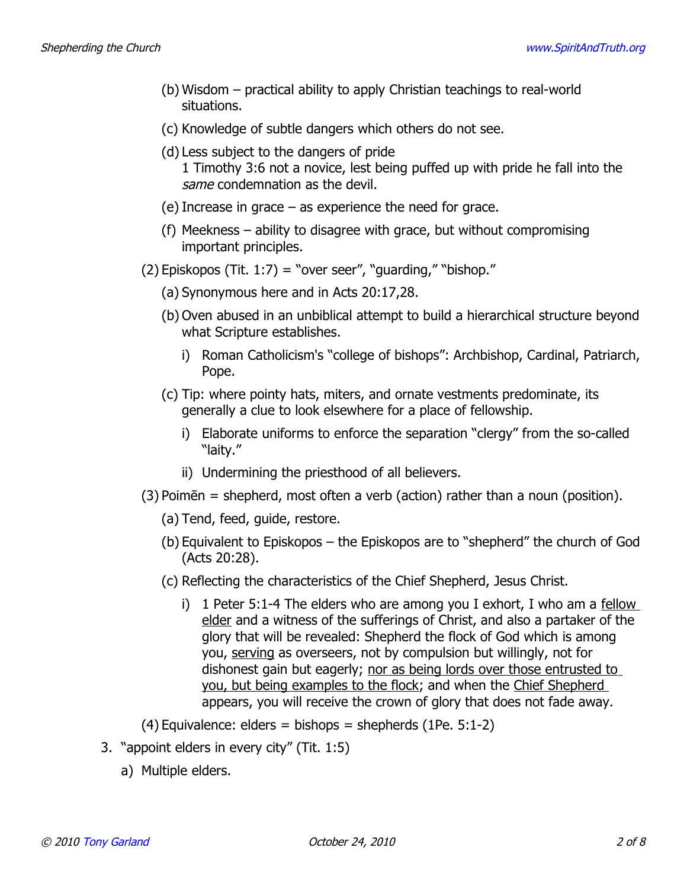- (b) Wisdom – practical ability to apply Christian teachings to real-world situations.
- (c) Knowledge of subtle dangers which others do not see.
- (d) Less subject to the dangers of pride
  1 Timothy 3:6 not a novice, lest being puffed up with pride he fall into the *same* condemnation as the devil.
- (e) Increase in grace – as experience the need for grace.
- (f) Meekness – ability to disagree with grace, but without compromising important principles.

(2) Episkopos (Tit. 1:7) = "over seer", "guarding," "bishop."

- (a) Synonymous here and in Acts 20:17,28.
- (b) Oven abused in an unbiblical attempt to build a hierarchical structure beyond what Scripture establishes.
  - i) Roman Catholicism's "college of bishops": Archbishop, Cardinal, Patriarch, Pope.
- (c) Tip: where pointy hats, miters, and ornate vestments predominate, its generally a clue to look elsewhere for a place of fellowship.
  - i) Elaborate uniforms to enforce the separation "clergy" from the so-called "laity."
  - ii) Undermining the priesthood of all believers.

(3) Poimēn = shepherd, most often a verb (action) rather than a noun (position).

- (a) Tend, feed, guide, restore.
- (b) Equivalent to Episkopos – the Episkopos are to "shepherd" the church of God (Acts 20:28).
- (c) Reflecting the characteristics of the Chief Shepherd, Jesus Christ.
  - i) 1 Peter 5:1-4 The elders who are among you I exhort, I who am a <u>fellow elder</u> and a witness of the sufferings of Christ, and also a partaker of the glory that will be revealed: Shepherd the flock of God which is among you, <u>serving</u> as overseers, not by compulsion but willingly, not for dishonest gain but eagerly; <u>nor as being lords over those entrusted to you, but being examples to the flock</u>; and when the <u>Chief Shepherd</u> appears, you will receive the crown of glory that does not fade away.

(4) Equivalence: elders = bishops = shepherds (1Pe. 5:1-2)

3. "appoint elders in every city" (Tit. 1:5)
   - a) Multiple elders.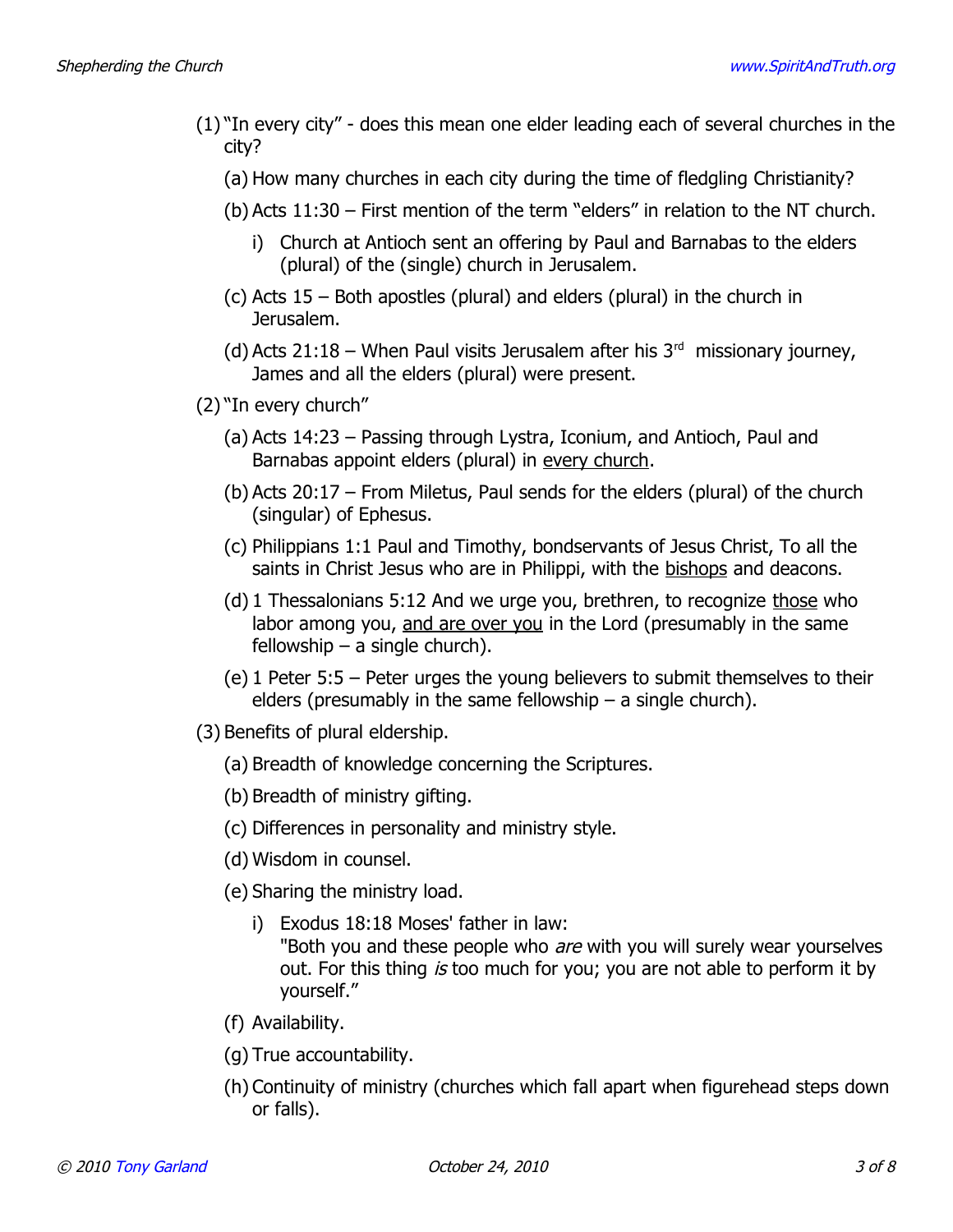(1) "In every city" - does this mean one elder leading each of several churches in the city?

   (a) How many churches in each city during the time of fledgling Christianity?

   (b) Acts 11:30 – First mention of the term "elders" in relation to the NT church.

      i) Church at Antioch sent an offering by Paul and Barnabas to the elders (plural) of the (single) church in Jerusalem.

   (c) Acts 15 – Both apostles (plural) and elders (plural) in the church in Jerusalem.

   (d) Acts 21:18 – When Paul visits Jerusalem after his 3rd missionary journey, James and all the elders (plural) were present.

(2) "In every church"

   (a) Acts 14:23 – Passing through Lystra, Iconium, and Antioch, Paul and Barnabas appoint elders (plural) in <u>every church</u>.

   (b) Acts 20:17 – From Miletus, Paul sends for the elders (plural) of the church (singular) of Ephesus.

   (c) Philippians 1:1 Paul and Timothy, bondservants of Jesus Christ, To all the saints in Christ Jesus who are in Philippi, with the <u>bishops</u> and deacons.

   (d) 1 Thessalonians 5:12 And we urge you, brethren, to recognize <u>those</u> who labor among you, <u>and are over you</u> in the Lord (presumably in the same fellowship – a single church).

   (e) 1 Peter 5:5 – Peter urges the young believers to submit themselves to their elders (presumably in the same fellowship – a single church).

(3) Benefits of plural eldership.

   (a) Breadth of knowledge concerning the Scriptures.

   (b) Breadth of ministry gifting.

   (c) Differences in personality and ministry style.

   (d) Wisdom in counsel.

   (e) Sharing the ministry load.

      i) Exodus 18:18 Moses' father in law:
      "Both you and these people who *are* with you will surely wear yourselves out. For this thing *is* too much for you; you are not able to perform it by yourself."

   (f) Availability.

   (g) True accountability.

   (h) Continuity of ministry (churches which fall apart when figurehead steps down or falls).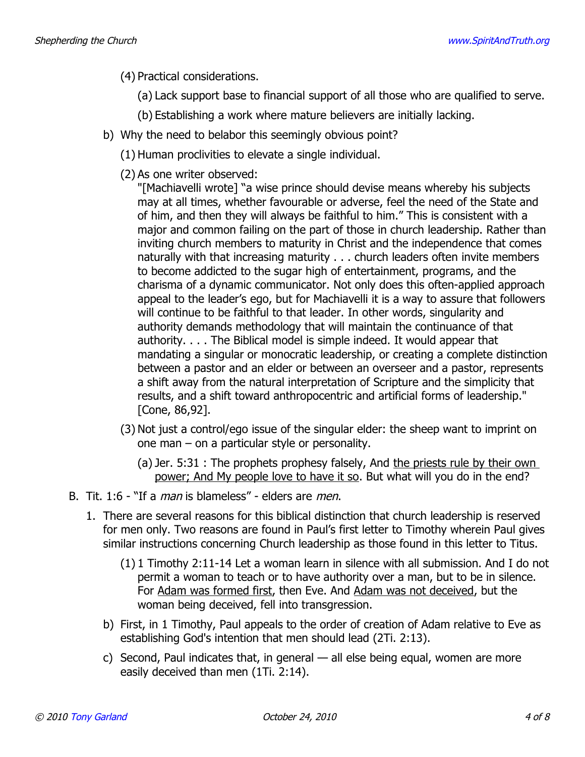(4) Practical considerations.

(a) Lack support base to financial support of all those who are qualified to serve.

(b) Establishing a work where mature believers are initially lacking.

b) Why the need to belabor this seemingly obvious point?

(1) Human proclivities to elevate a single individual.

(2) As one writer observed:
"[Machiavelli wrote] "a wise prince should devise means whereby his subjects may at all times, whether favourable or adverse, feel the need of the State and of him, and then they will always be faithful to him." This is consistent with a major and common failing on the part of those in church leadership. Rather than inviting church members to maturity in Christ and the independence that comes naturally with that increasing maturity . . . church leaders often invite members to become addicted to the sugar high of entertainment, programs, and the charisma of a dynamic communicator. Not only does this often-applied approach appeal to the leader's ego, but for Machiavelli it is a way to assure that followers will continue to be faithful to that leader. In other words, singularity and authority demands methodology that will maintain the continuance of that authority. . . . The Biblical model is simple indeed. It would appear that mandating a singular or monocratic leadership, or creating a complete distinction between a pastor and an elder or between an overseer and a pastor, represents a shift away from the natural interpretation of Scripture and the simplicity that results, and a shift toward anthropocentric and artificial forms of leadership." [Cone, 86,92].

(3) Not just a control/ego issue of the singular elder: the sheep want to imprint on one man – on a particular style or personality.

(a) Jer. 5:31 : The prophets prophesy falsely, And <u>the priests rule by their own power; And My people love to have it so</u>. But what will you do in the end?

B. Tit. 1:6 - "If a *man* is blameless" - elders are *men*.

1. There are several reasons for this biblical distinction that church leadership is reserved for men only. Two reasons are found in Paul's first letter to Timothy wherein Paul gives similar instructions concerning Church leadership as those found in this letter to Titus.

(1) 1 Timothy 2:11-14 Let a woman learn in silence with all submission. And I do not permit a woman to teach or to have authority over a man, but to be in silence. For <u>Adam was formed first</u>, then Eve. And <u>Adam was not deceived</u>, but the woman being deceived, fell into transgression.

b) First, in 1 Timothy, Paul appeals to the order of creation of Adam relative to Eve as establishing God's intention that men should lead (2Ti. 2:13).

c) Second, Paul indicates that, in general — all else being equal, women are more easily deceived than men (1Ti. 2:14).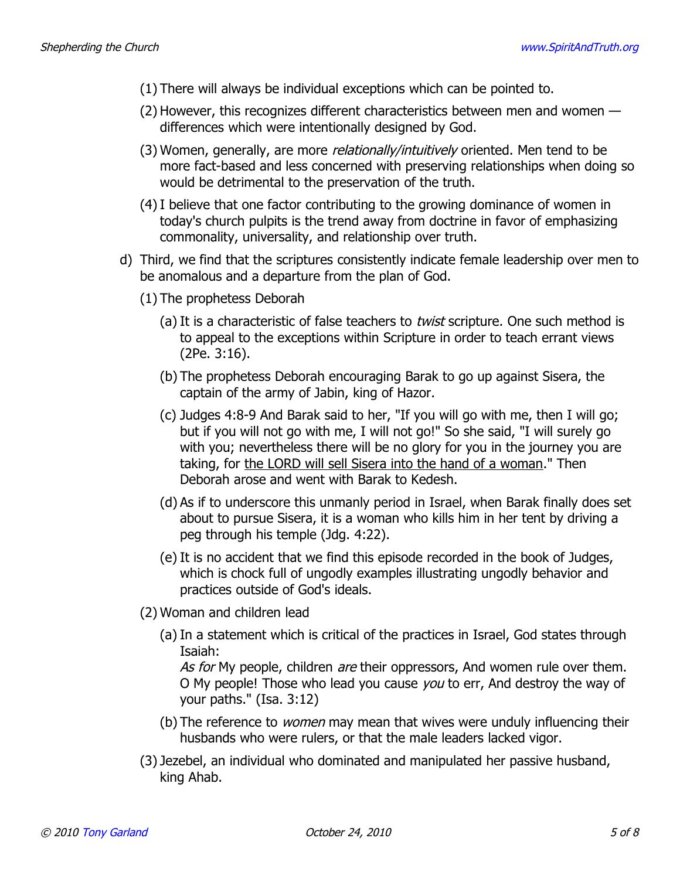(1) There will always be individual exceptions which can be pointed to.

(2) However, this recognizes different characteristics between men and women — differences which were intentionally designed by God.

(3) Women, generally, are more *relationally/intuitively* oriented. Men tend to be more fact-based and less concerned with preserving relationships when doing so would be detrimental to the preservation of the truth.

(4) I believe that one factor contributing to the growing dominance of women in today's church pulpits is the trend away from doctrine in favor of emphasizing commonality, universality, and relationship over truth.

d) Third, we find that the scriptures consistently indicate female leadership over men to be anomalous and a departure from the plan of God.

(1) The prophetess Deborah

(a) It is a characteristic of false teachers to *twist* scripture. One such method is to appeal to the exceptions within Scripture in order to teach errant views (2Pe. 3:16).

(b) The prophetess Deborah encouraging Barak to go up against Sisera, the captain of the army of Jabin, king of Hazor.

(c) Judges 4:8-9 And Barak said to her, "If you will go with me, then I will go; but if you will not go with me, I will not go!" So she said, "I will surely go with you; nevertheless there will be no glory for you in the journey you are taking, for <u>the LORD will sell Sisera into the hand of a woman</u>." Then Deborah arose and went with Barak to Kedesh.

(d) As if to underscore this unmanly period in Israel, when Barak finally does set about to pursue Sisera, it is a woman who kills him in her tent by driving a peg through his temple (Jdg. 4:22).

(e) It is no accident that we find this episode recorded in the book of Judges, which is chock full of ungodly examples illustrating ungodly behavior and practices outside of God's ideals.

(2) Woman and children lead

(a) In a statement which is critical of the practices in Israel, God states through Isaiah:
*As for* My people, children *are* their oppressors, And women rule over them. O My people! Those who lead you cause *you* to err, And destroy the way of your paths." (Isa. 3:12)

(b) The reference to *women* may mean that wives were unduly influencing their husbands who were rulers, or that the male leaders lacked vigor.

(3) Jezebel, an individual who dominated and manipulated her passive husband, king Ahab.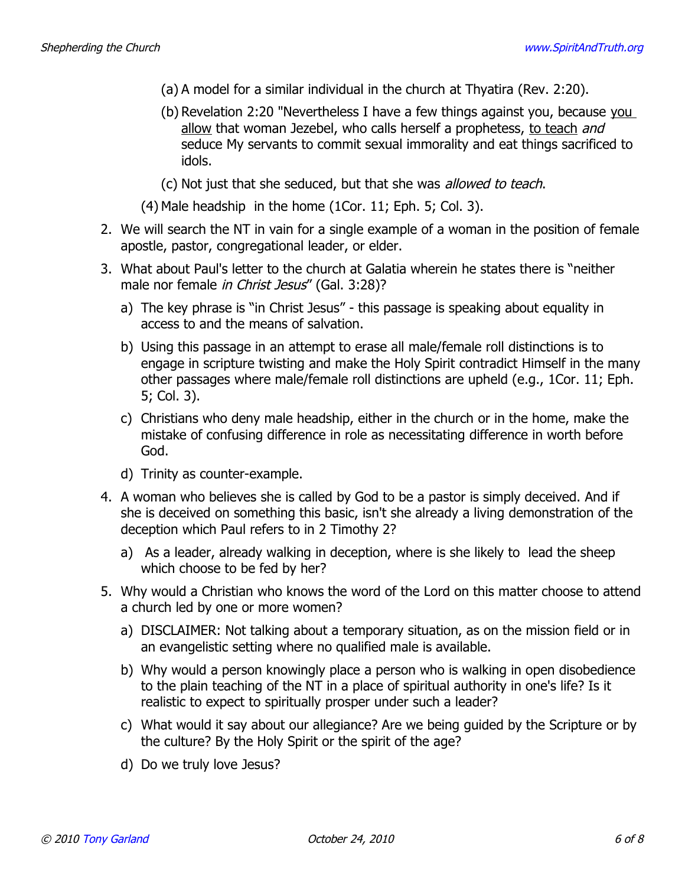(a) A model for a similar individual in the church at Thyatira (Rev. 2:20).

(b) Revelation 2:20 "Nevertheless I have a few things against you, because <u>you allow</u> that woman Jezebel, who calls herself a prophetess, <u>to teach</u> *and* seduce My servants to commit sexual immorality and eat things sacrificed to idols.

(c) Not just that she seduced, but that she was *allowed to teach*.

(4) Male headship in the home (1Cor. 11; Eph. 5; Col. 3).

2. We will search the NT in vain for a single example of a woman in the position of female apostle, pastor, congregational leader, or elder.

3. What about Paul's letter to the church at Galatia wherein he states there is "neither male nor female *in Christ Jesus*" (Gal. 3:28)?

   a) The key phrase is "in Christ Jesus" - this passage is speaking about equality in access to and the means of salvation.

   b) Using this passage in an attempt to erase all male/female roll distinctions is to engage in scripture twisting and make the Holy Spirit contradict Himself in the many other passages where male/female roll distinctions are upheld (e.g., 1Cor. 11; Eph. 5; Col. 3).

   c) Christians who deny male headship, either in the church or in the home, make the mistake of confusing difference in role as necessitating difference in worth before God.

   d) Trinity as counter-example.

4. A woman who believes she is called by God to be a pastor is simply deceived. And if she is deceived on something this basic, isn't she already a living demonstration of the deception which Paul refers to in 2 Timothy 2?

   a) As a leader, already walking in deception, where is she likely to lead the sheep which choose to be fed by her?

5. Why would a Christian who knows the word of the Lord on this matter choose to attend a church led by one or more women?

   a) DISCLAIMER: Not talking about a temporary situation, as on the mission field or in an evangelistic setting where no qualified male is available.

   b) Why would a person knowingly place a person who is walking in open disobedience to the plain teaching of the NT in a place of spiritual authority in one's life? Is it realistic to expect to spiritually prosper under such a leader?

   c) What would it say about our allegiance? Are we being guided by the Scripture or by the culture? By the Holy Spirit or the spirit of the age?

   d) Do we truly love Jesus?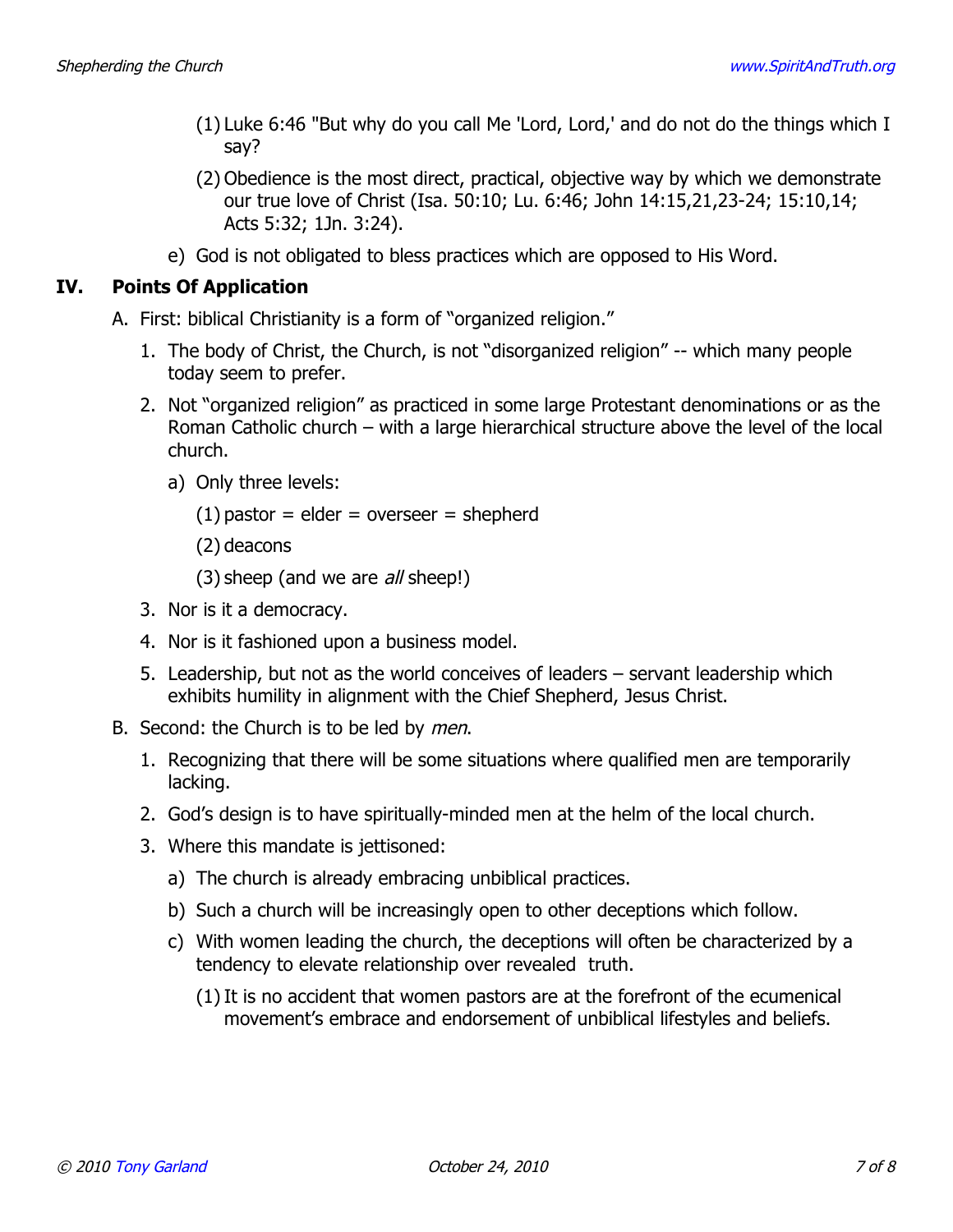(1) Luke 6:46 "But why do you call Me 'Lord, Lord,' and do not do the things which I say?

(2) Obedience is the most direct, practical, objective way by which we demonstrate our true love of Christ (Isa. 50:10; Lu. 6:46; John 14:15,21,23-24; 15:10,14; Acts 5:32; 1Jn. 3:24).

e) God is not obligated to bless practices which are opposed to His Word.

## IV. Points Of Application

A. First: biblical Christianity is a form of "organized religion."

1. The body of Christ, the Church, is not "disorganized religion" -- which many people today seem to prefer.

2. Not "organized religion" as practiced in some large Protestant denominations or as the Roman Catholic church – with a large hierarchical structure above the level of the local church.

   a) Only three levels:

      (1) pastor = elder = overseer = shepherd

      (2) deacons

      (3) sheep (and we are *all* sheep!)

3. Nor is it a democracy.

4. Nor is it fashioned upon a business model.

5. Leadership, but not as the world conceives of leaders – servant leadership which exhibits humility in alignment with the Chief Shepherd, Jesus Christ.

B. Second: the Church is to be led by *men*.

1. Recognizing that there will be some situations where qualified men are temporarily lacking.

2. God's design is to have spiritually-minded men at the helm of the local church.

3. Where this mandate is jettisoned:

   a) The church is already embracing unbiblical practices.

   b) Such a church will be increasingly open to other deceptions which follow.

   c) With women leading the church, the deceptions will often be characterized by a tendency to elevate relationship over revealed truth.

      (1) It is no accident that women pastors are at the forefront of the ecumenical movement's embrace and endorsement of unbiblical lifestyles and beliefs.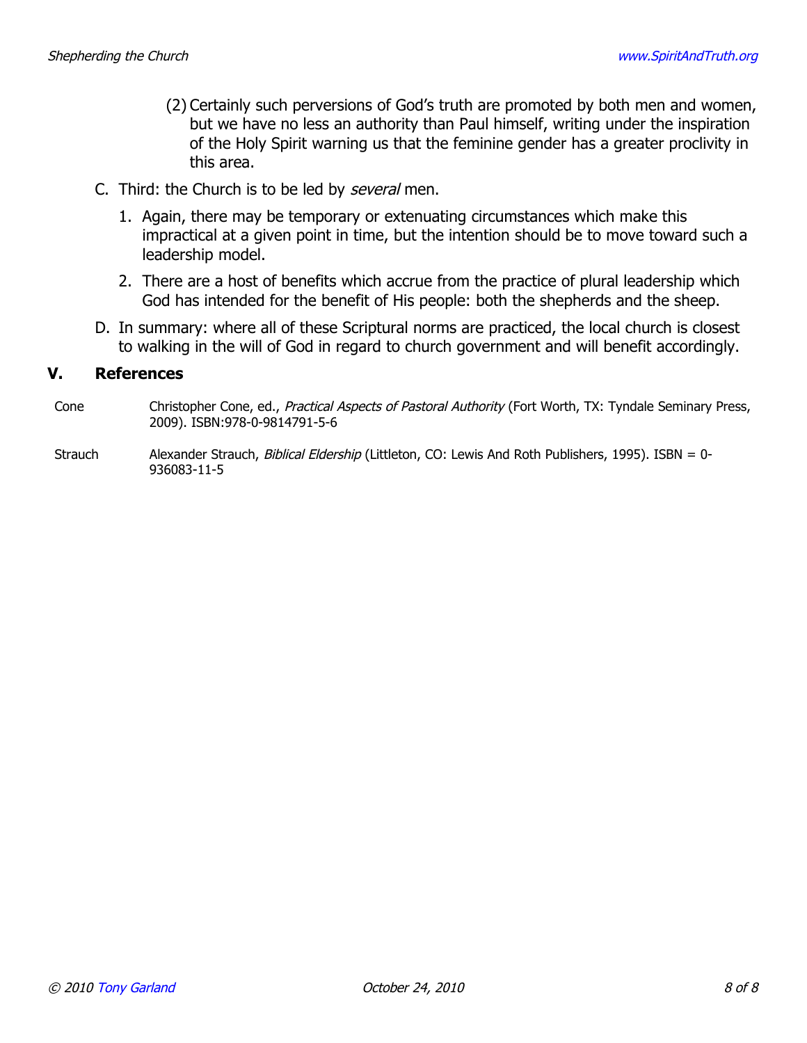(2) Certainly such perversions of God's truth are promoted by both men and women, but we have no less an authority than Paul himself, writing under the inspiration of the Holy Spirit warning us that the feminine gender has a greater proclivity in this area.

C. Third: the Church is to be led by *several* men.

1. Again, there may be temporary or extenuating circumstances which make this impractical at a given point in time, but the intention should be to move toward such a leadership model.
2. There are a host of benefits which accrue from the practice of plural leadership which God has intended for the benefit of His people: both the shepherds and the sheep.

D. In summary: where all of these Scriptural norms are practiced, the local church is closest to walking in the will of God in regard to church government and will benefit accordingly.

## V. References

| | |
|---|---|
| Cone | Christopher Cone, ed., *Practical Aspects of Pastoral Authority* (Fort Worth, TX: Tyndale Seminary Press, 2009). ISBN:978-0-9814791-5-6 |
| Strauch | Alexander Strauch, *Biblical Eldership* (Littleton, CO: Lewis And Roth Publishers, 1995). ISBN = 0-936083-11-5 |